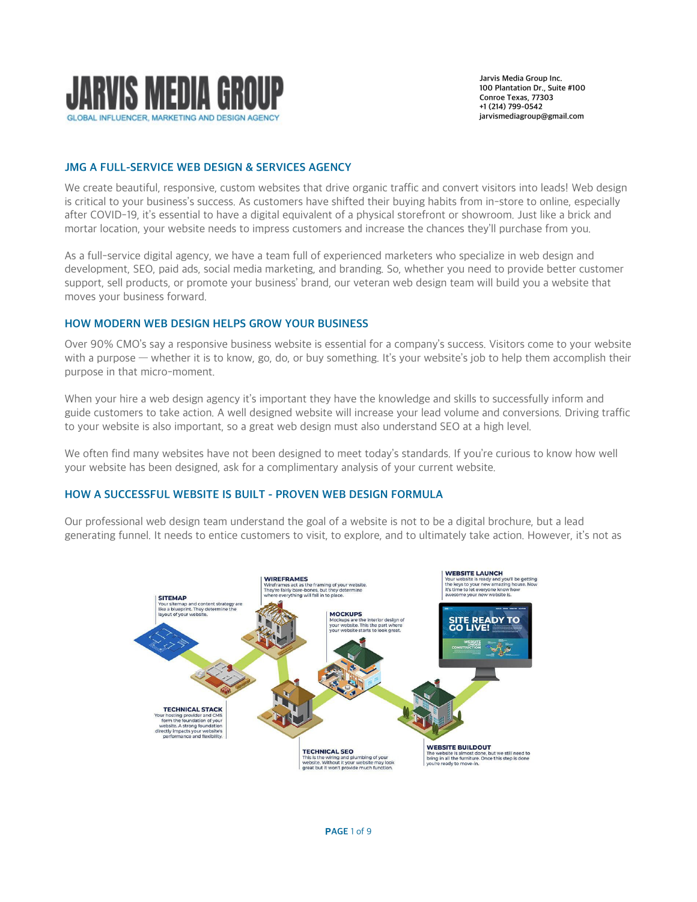# JARVIS MEDIA GROUP

GLOBAL INFLUENCER, MARKETING AND DESIGN AGENCY

Jarvis Media Group Inc.
100 Plantation Dr., Suite #100
Conroe Texas, 77303
+1 (214) 799-0542
jarvismediagroup@gmail.com

## JMG A FULL-SERVICE WEB DESIGN & SERVICES AGENCY

We create beautiful, responsive, custom websites that drive organic traffic and convert visitors into leads! Web design is critical to your business's success. As customers have shifted their buying habits from in-store to online, especially after COVID-19, it's essential to have a digital equivalent of a physical storefront or showroom. Just like a brick and mortar location, your website needs to impress customers and increase the chances they'll purchase from you.

As a full-service digital agency, we have a team full of experienced marketers who specialize in web design and development, SEO, paid ads, social media marketing, and branding. So, whether you need to provide better customer support, sell products, or promote your business' brand, our veteran web design team will build you a website that moves your business forward.

## HOW MODERN WEB DESIGN HELPS GROW YOUR BUSINESS

Over 90% CMO's say a responsive business website is essential for a company's success. Visitors come to your website with a purpose — whether it is to know, go, do, or buy something. It's your website's job to help them accomplish their purpose in that micro-moment.

When your hire a web design agency it's important they have the knowledge and skills to successfully inform and guide customers to take action. A well designed website will increase your lead volume and conversions. Driving traffic to your website is also important, so a great web design must also understand SEO at a high level.

We often find many websites have not been designed to meet today's standards. If you're curious to know how well your website has been designed, ask for a complimentary analysis of your current website.

## HOW A SUCCESSFUL WEBSITE IS BUILT - PROVEN WEB DESIGN FORMULA

Our professional web design team understand the goal of a website is not to be a digital brochure, but a lead generating funnel. It needs to entice customers to visit, to explore, and to ultimately take action. However, it's not as

**SITEMAP** – Your sitemap and content strategy are like a blueprint. They determine the layout of your website.

**WIREFRAMES** – Wireframes act as the framing of your website. They're fairly bare-bones, but they determine where everything will fall in to place.

**MOCKUPS** – Mockups are the interior design of your website. This the part where your website starts to look great.

**WEBSITE LAUNCH** – Your website is ready and you'll be getting the keys to your new amazing house. Now it's time to let everyone know how awesome your new website is.

**TECHNICAL STACK** – Your hosting provider and CMS form the foundation of your website. A strong foundation directly impacts your website's performance and flexibility.

**TECHNICAL SEO** – This is the wiring and plumbing of your website. Without it your website may look great but it won't provide much function.

**WEBSITE BUILDOUT** – The website is almost done, but we still need to bring in all the furniture. Once this step is done you're ready to move-in.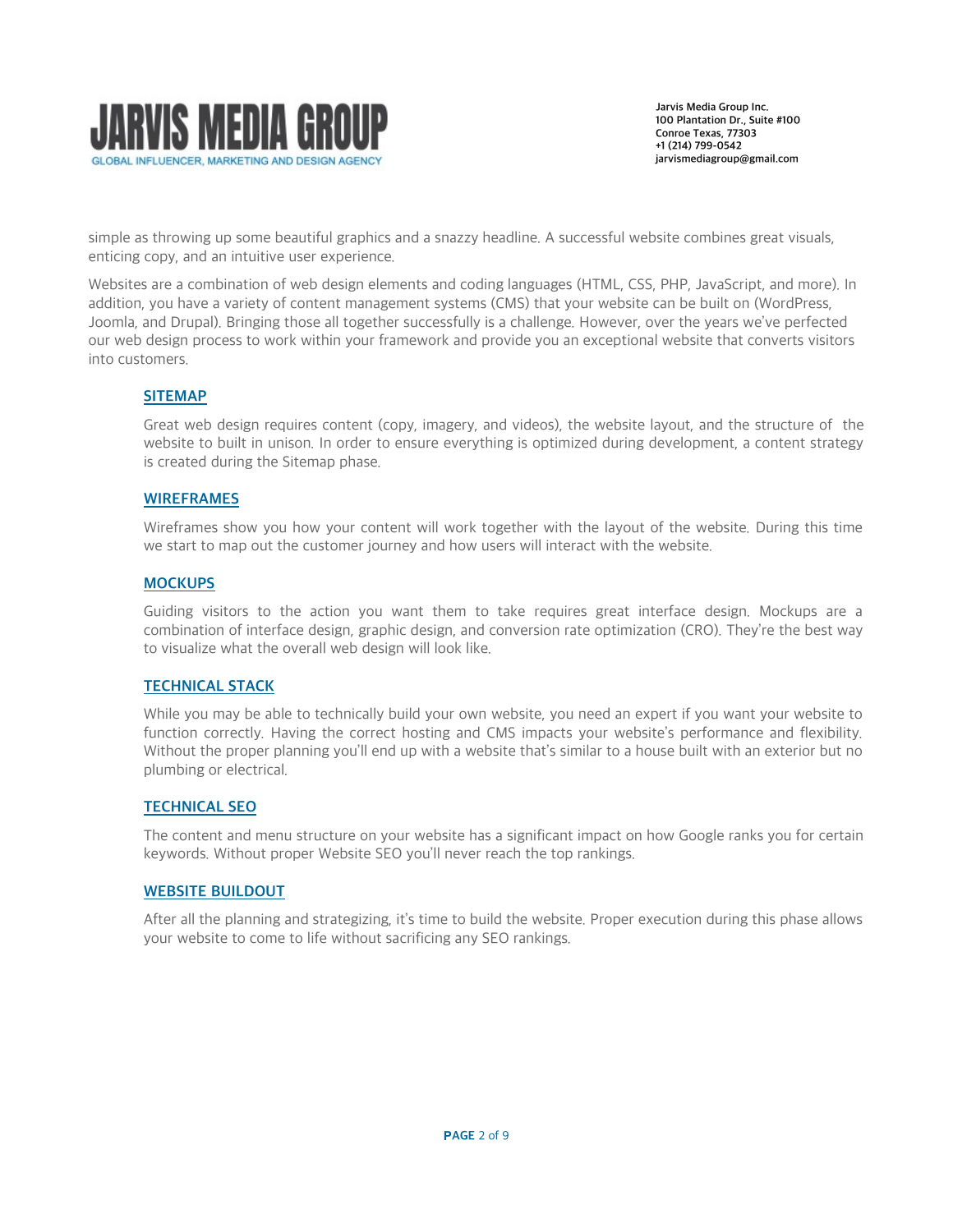simple as throwing up some beautiful graphics and a snazzy headline. A successful website combines great visuals, enticing copy, and an intuitive user experience.

Websites are a combination of web design elements and coding languages (HTML, CSS, PHP, JavaScript, and more). In addition, you have a variety of content management systems (CMS) that your website can be built on (WordPress, Joomla, and Drupal). Bringing those all together successfully is a challenge. However, over the years we've perfected our web design process to work within your framework and provide you an exceptional website that converts visitors into customers.

### SITEMAP

Great web design requires content (copy, imagery, and videos), the website layout, and the structure of the website to built in unison. In order to ensure everything is optimized during development, a content strategy is created during the Sitemap phase.

### WIREFRAMES

Wireframes show you how your content will work together with the layout of the website. During this time we start to map out the customer journey and how users will interact with the website.

### MOCKUPS

Guiding visitors to the action you want them to take requires great interface design. Mockups are a combination of interface design, graphic design, and conversion rate optimization (CRO). They're the best way to visualize what the overall web design will look like.

### TECHNICAL STACK

While you may be able to technically build your own website, you need an expert if you want your website to function correctly. Having the correct hosting and CMS impacts your website's performance and flexibility. Without the proper planning you'll end up with a website that's similar to a house built with an exterior but no plumbing or electrical.

### TECHNICAL SEO

The content and menu structure on your website has a significant impact on how Google ranks you for certain keywords. Without proper Website SEO you'll never reach the top rankings.

### WEBSITE BUILDOUT

After all the planning and strategizing, it's time to build the website. Proper execution during this phase allows your website to come to life without sacrificing any SEO rankings.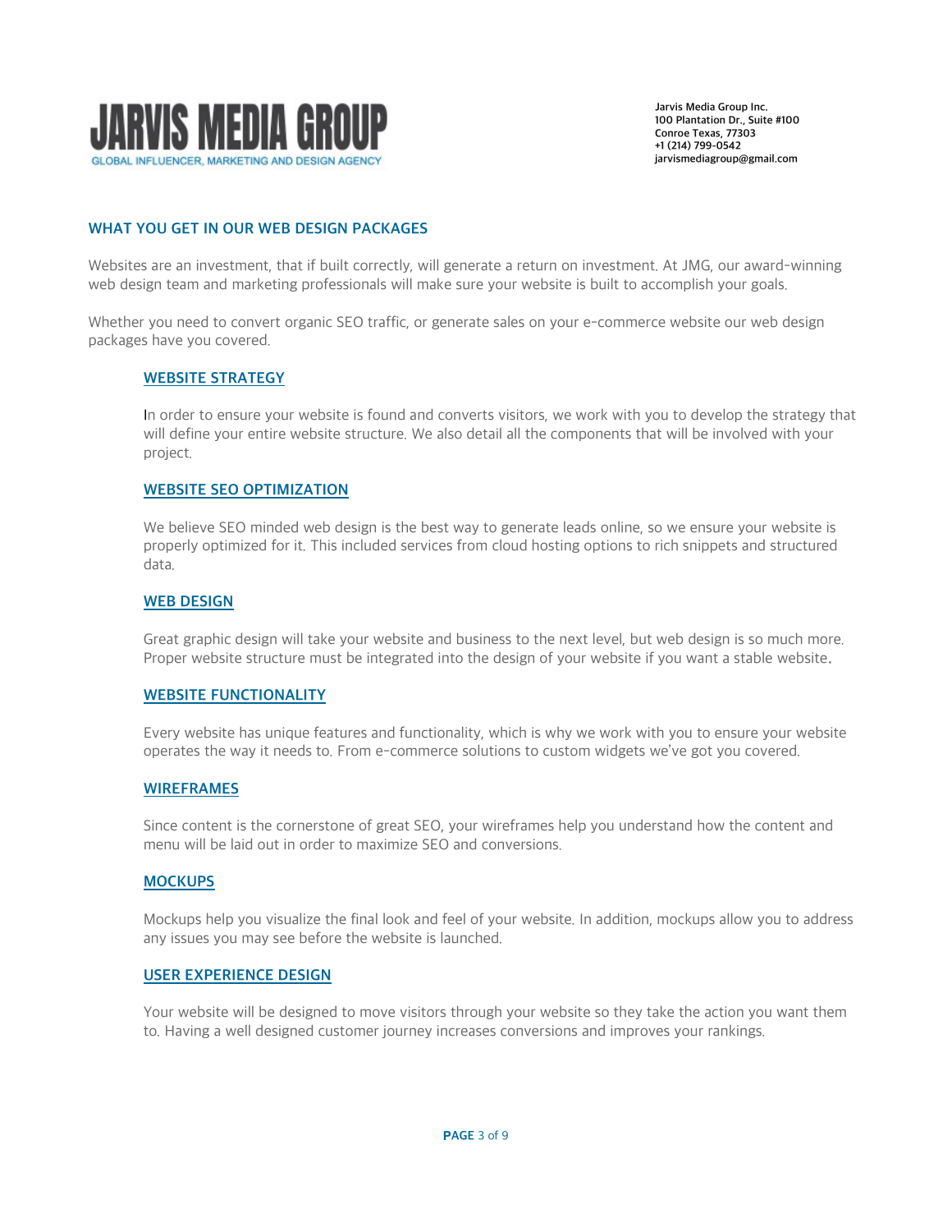## WHAT YOU GET IN OUR WEB DESIGN PACKAGES

Websites are an investment, that if built correctly, will generate a return on investment. At JMG, our award-winning web design team and marketing professionals will make sure your website is built to accomplish your goals.

Whether you need to convert organic SEO traffic, or generate sales on your e-commerce website our web design packages have you covered.

### WEBSITE STRATEGY

In order to ensure your website is found and converts visitors, we work with you to develop the strategy that will define your entire website structure. We also detail all the components that will be involved with your project.

### WEBSITE SEO OPTIMIZATION

We believe SEO minded web design is the best way to generate leads online, so we ensure your website is properly optimized for it. This included services from cloud hosting options to rich snippets and structured data.

### WEB DESIGN

Great graphic design will take your website and business to the next level, but web design is so much more. Proper website structure must be integrated into the design of your website if you want a stable website.

### WEBSITE FUNCTIONALITY

Every website has unique features and functionality, which is why we work with you to ensure your website operates the way it needs to. From e-commerce solutions to custom widgets we've got you covered.

### WIREFRAMES

Since content is the cornerstone of great SEO, your wireframes help you understand how the content and menu will be laid out in order to maximize SEO and conversions.

### MOCKUPS

Mockups help you visualize the final look and feel of your website. In addition, mockups allow you to address any issues you may see before the website is launched.

### USER EXPERIENCE DESIGN

Your website will be designed to move visitors through your website so they take the action you want them to. Having a well designed customer journey increases conversions and improves your rankings.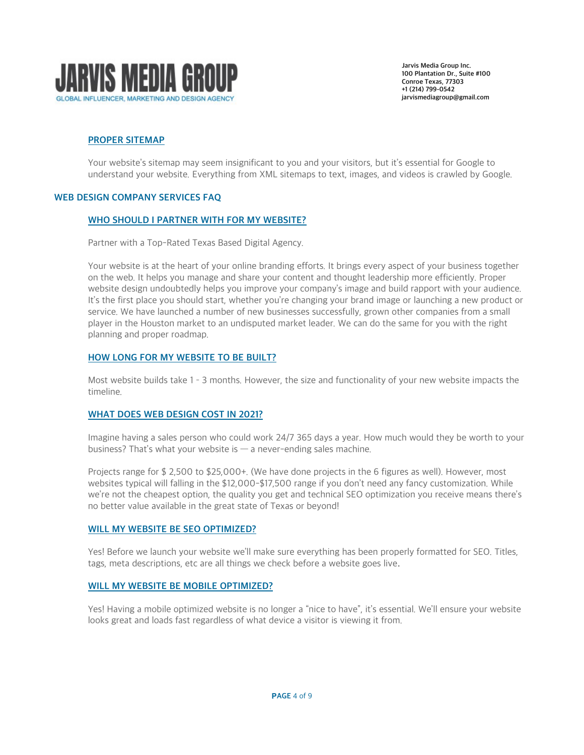### PROPER SITEMAP

Your website's sitemap may seem insignificant to you and your visitors, but it's essential for Google to understand your website. Everything from XML sitemaps to text, images, and videos is crawled by Google.

## WEB DESIGN COMPANY SERVICES FAQ

### WHO SHOULD I PARTNER WITH FOR MY WEBSITE?

Partner with a Top-Rated Texas Based Digital Agency.

Your website is at the heart of your online branding efforts. It brings every aspect of your business together on the web. It helps you manage and share your content and thought leadership more efficiently. Proper website design undoubtedly helps you improve your company's image and build rapport with your audience. It's the first place you should start, whether you're changing your brand image or launching a new product or service. We have launched a number of new businesses successfully, grown other companies from a small player in the Houston market to an undisputed market leader. We can do the same for you with the right planning and proper roadmap.

### HOW LONG FOR MY WEBSITE TO BE BUILT?

Most website builds take 1 - 3 months. However, the size and functionality of your new website impacts the timeline.

### WHAT DOES WEB DESIGN COST IN 2021?

Imagine having a sales person who could work 24/7 365 days a year. How much would they be worth to your business? That's what your website is — a never-ending sales machine.

Projects range for $ 2,500 to $25,000+. (We have done projects in the 6 figures as well). However, most websites typical will falling in the $12,000-$17,500 range if you don't need any fancy customization. While we're not the cheapest option, the quality you get and technical SEO optimization you receive means there's no better value available in the great state of Texas or beyond!

### WILL MY WEBSITE BE SEO OPTIMIZED?

Yes! Before we launch your website we'll make sure everything has been properly formatted for SEO. Titles, tags, meta descriptions, etc are all things we check before a website goes live.

### WILL MY WEBSITE BE MOBILE OPTIMIZED?

Yes! Having a mobile optimized website is no longer a "nice to have", it's essential. We'll ensure your website looks great and loads fast regardless of what device a visitor is viewing it from.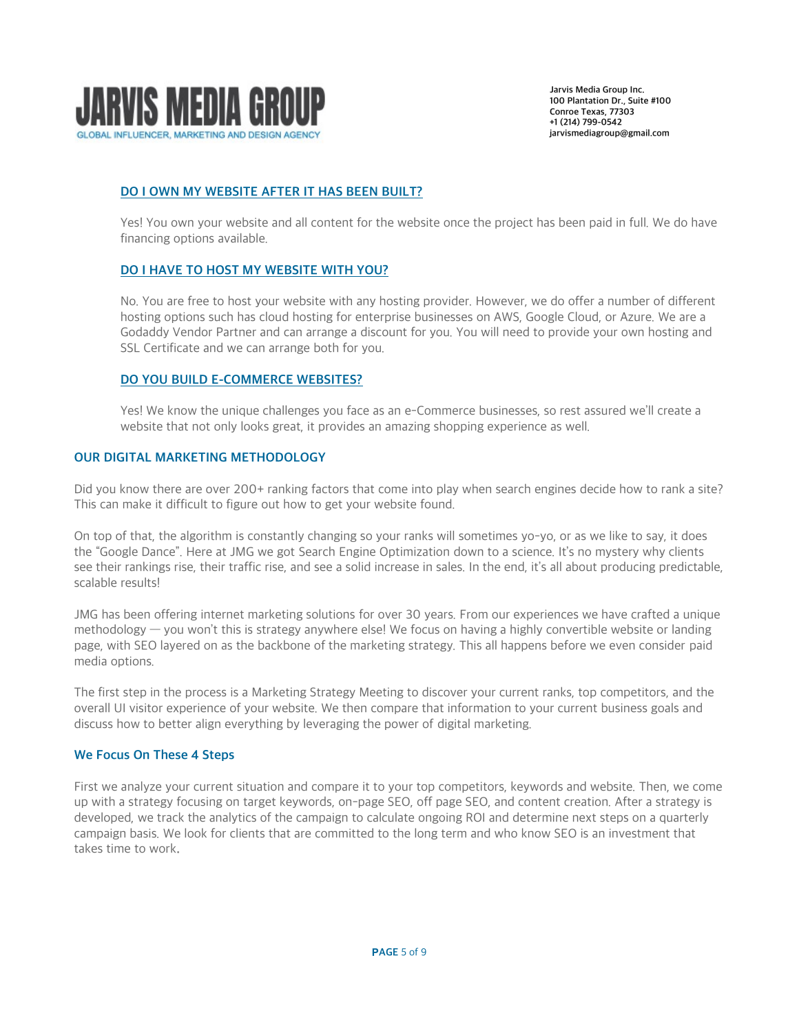### DO I OWN MY WEBSITE AFTER IT HAS BEEN BUILT?

Yes! You own your website and all content for the website once the project has been paid in full. We do have financing options available.

### DO I HAVE TO HOST MY WEBSITE WITH YOU?

No. You are free to host your website with any hosting provider. However, we do offer a number of different hosting options such has cloud hosting for enterprise businesses on AWS, Google Cloud, or Azure. We are a Godaddy Vendor Partner and can arrange a discount for you. You will need to provide your own hosting and SSL Certificate and we can arrange both for you.

### DO YOU BUILD E-COMMERCE WEBSITES?

Yes! We know the unique challenges you face as an e-Commerce businesses, so rest assured we'll create a website that not only looks great, it provides an amazing shopping experience as well.

## OUR DIGITAL MARKETING METHODOLOGY

Did you know there are over 200+ ranking factors that come into play when search engines decide how to rank a site? This can make it difficult to figure out how to get your website found.

On top of that, the algorithm is constantly changing so your ranks will sometimes yo-yo, or as we like to say, it does the "Google Dance". Here at JMG we got Search Engine Optimization down to a science. It's no mystery why clients see their rankings rise, their traffic rise, and see a solid increase in sales. In the end, it's all about producing predictable, scalable results!

JMG has been offering internet marketing solutions for over 30 years. From our experiences we have crafted a unique methodology — you won't this is strategy anywhere else! We focus on having a highly convertible website or landing page, with SEO layered on as the backbone of the marketing strategy. This all happens before we even consider paid media options.

The first step in the process is a Marketing Strategy Meeting to discover your current ranks, top competitors, and the overall UI visitor experience of your website. We then compare that information to your current business goals and discuss how to better align everything by leveraging the power of digital marketing.

## We Focus On These 4 Steps

First we analyze your current situation and compare it to your top competitors, keywords and website. Then, we come up with a strategy focusing on target keywords, on-page SEO, off page SEO, and content creation. After a strategy is developed, we track the analytics of the campaign to calculate ongoing ROI and determine next steps on a quarterly campaign basis. We look for clients that are committed to the long term and who know SEO is an investment that takes time to work.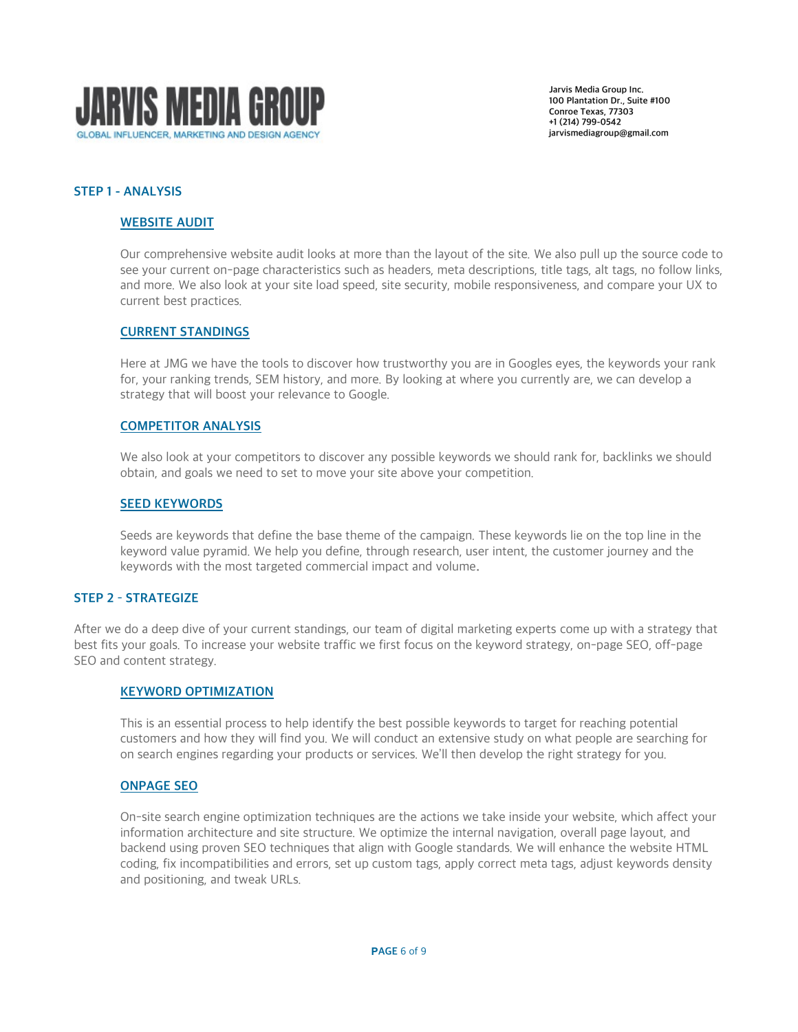## STEP 1 - ANALYSIS

### WEBSITE AUDIT

Our comprehensive website audit looks at more than the layout of the site. We also pull up the source code to see your current on-page characteristics such as headers, meta descriptions, title tags, alt tags, no follow links, and more. We also look at your site load speed, site security, mobile responsiveness, and compare your UX to current best practices.

### CURRENT STANDINGS

Here at JMG we have the tools to discover how trustworthy you are in Googles eyes, the keywords your rank for, your ranking trends, SEM history, and more. By looking at where you currently are, we can develop a strategy that will boost your relevance to Google.

### COMPETITOR ANALYSIS

We also look at your competitors to discover any possible keywords we should rank for, backlinks we should obtain, and goals we need to set to move your site above your competition.

### SEED KEYWORDS

Seeds are keywords that define the base theme of the campaign. These keywords lie on the top line in the keyword value pyramid. We help you define, through research, user intent, the customer journey and the keywords with the most targeted commercial impact and volume.

## STEP 2 - STRATEGIZE

After we do a deep dive of your current standings, our team of digital marketing experts come up with a strategy that best fits your goals. To increase your website traffic we first focus on the keyword strategy, on-page SEO, off-page SEO and content strategy.

### KEYWORD OPTIMIZATION

This is an essential process to help identify the best possible keywords to target for reaching potential customers and how they will find you. We will conduct an extensive study on what people are searching for on search engines regarding your products or services. We'll then develop the right strategy for you.

### ONPAGE SEO

On-site search engine optimization techniques are the actions we take inside your website, which affect your information architecture and site structure. We optimize the internal navigation, overall page layout, and backend using proven SEO techniques that align with Google standards. We will enhance the website HTML coding, fix incompatibilities and errors, set up custom tags, apply correct meta tags, adjust keywords density and positioning, and tweak URLs.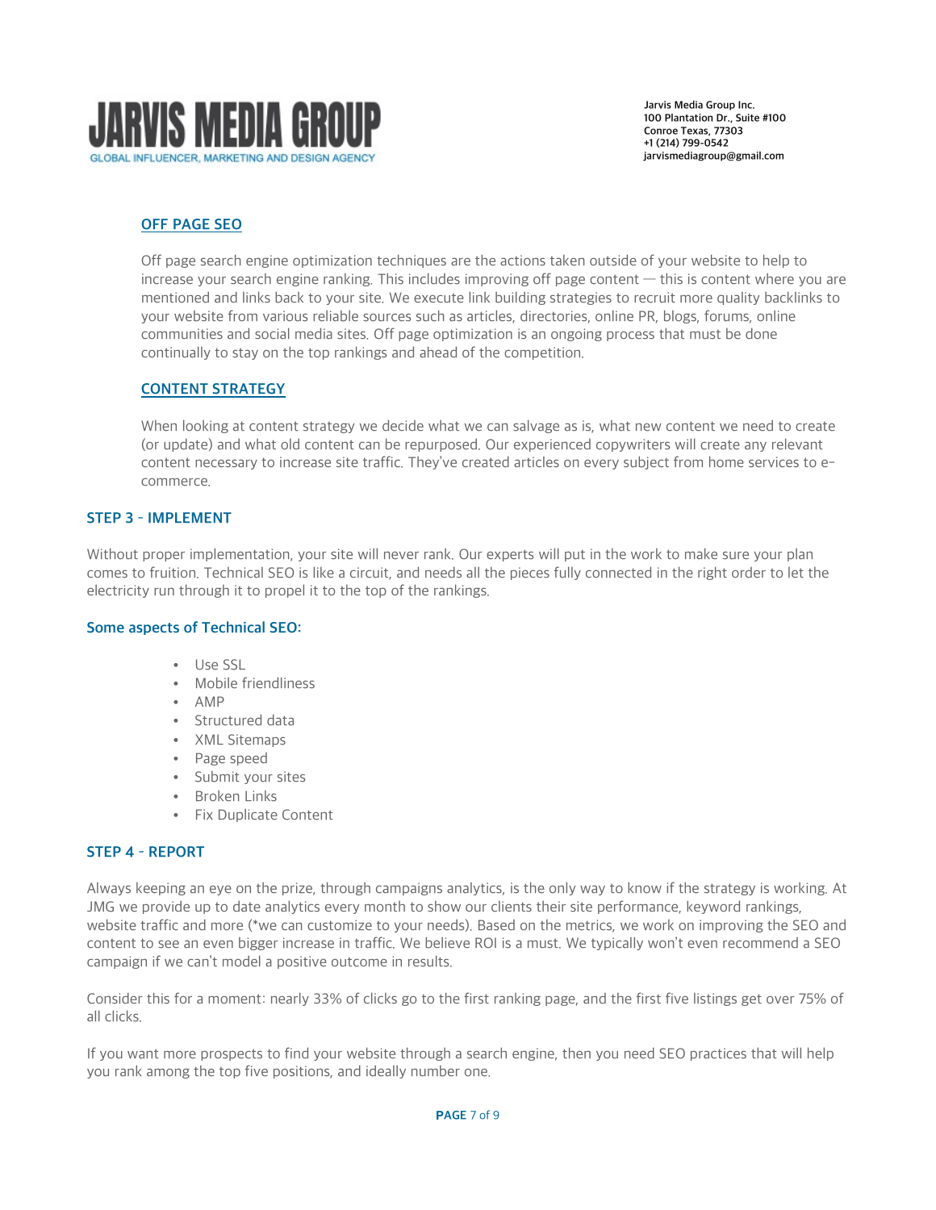### OFF PAGE SEO

Off page search engine optimization techniques are the actions taken outside of your website to help to increase your search engine ranking. This includes improving off page content — this is content where you are mentioned and links back to your site. We execute link building strategies to recruit more quality backlinks to your website from various reliable sources such as articles, directories, online PR, blogs, forums, online communities and social media sites. Off page optimization is an ongoing process that must be done continually to stay on the top rankings and ahead of the competition.

### CONTENT STRATEGY

When looking at content strategy we decide what we can salvage as is, what new content we need to create (or update) and what old content can be repurposed. Our experienced copywriters will create any relevant content necessary to increase site traffic. They've created articles on every subject from home services to e-commerce.

## STEP 3 - IMPLEMENT

Without proper implementation, your site will never rank. Our experts will put in the work to make sure your plan comes to fruition. Technical SEO is like a circuit, and needs all the pieces fully connected in the right order to let the electricity run through it to propel it to the top of the rankings.

### Some aspects of Technical SEO:

- Use SSL
- Mobile friendliness
- AMP
- Structured data
- XML Sitemaps
- Page speed
- Submit your sites
- Broken Links
- Fix Duplicate Content

## STEP 4 - REPORT

Always keeping an eye on the prize, through campaigns analytics, is the only way to know if the strategy is working. At JMG we provide up to date analytics every month to show our clients their site performance, keyword rankings, website traffic and more (*we can customize to your needs). Based on the metrics, we work on improving the SEO and content to see an even bigger increase in traffic. We believe ROI is a must. We typically won't even recommend a SEO campaign if we can't model a positive outcome in results.

Consider this for a moment: nearly 33% of clicks go to the first ranking page, and the first five listings get over 75% of all clicks.

If you want more prospects to find your website through a search engine, then you need SEO practices that will help you rank among the top five positions, and ideally number one.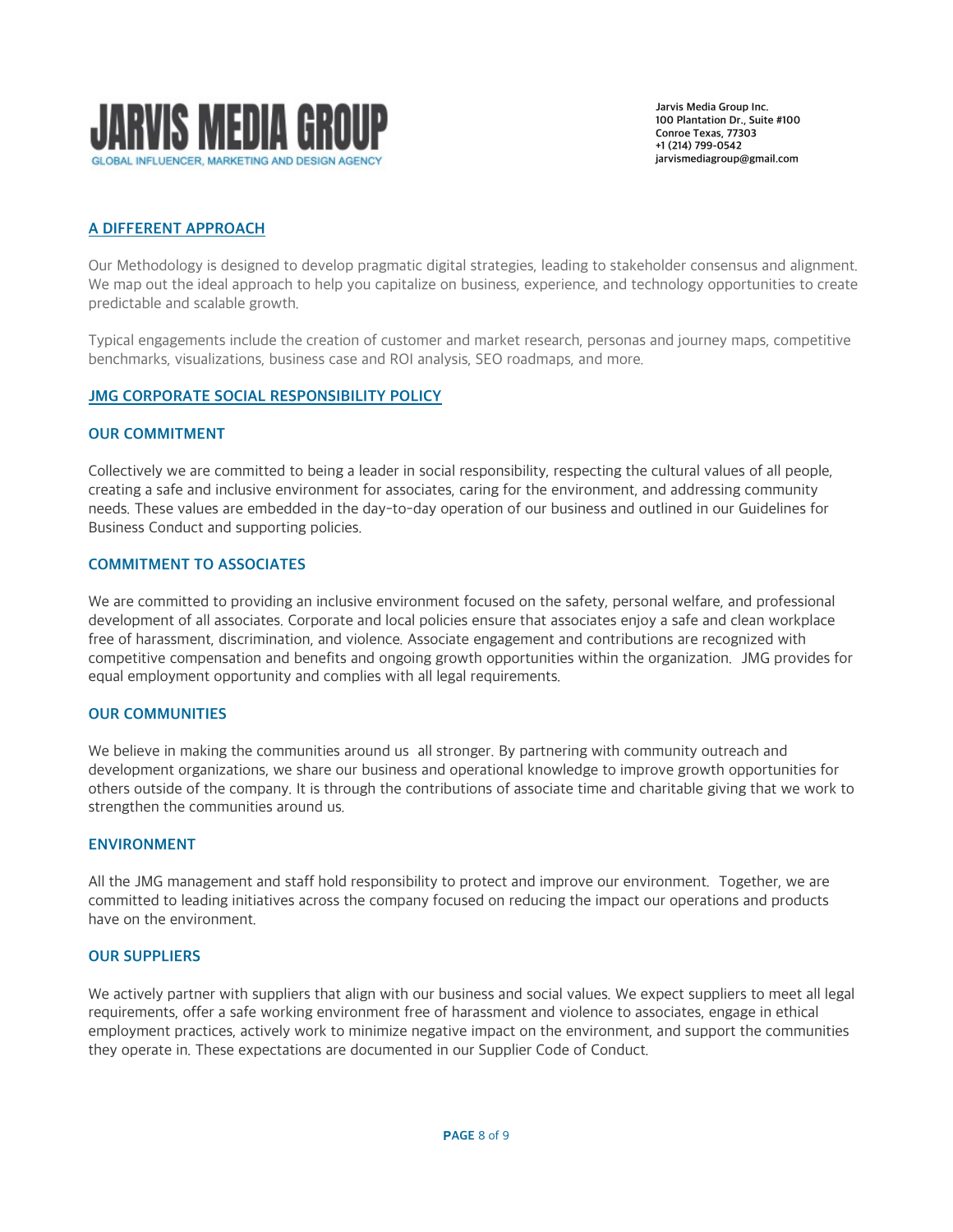# JARVIS MEDIA GROUP

GLOBAL INFLUENCER, MARKETING AND DESIGN AGENCY

Jarvis Media Group Inc.
100 Plantation Dr., Suite #100
Conroe Texas, 77303
+1 (214) 799-0542
jarvismediagroup@gmail.com

## A DIFFERENT APPROACH

Our Methodology is designed to develop pragmatic digital strategies, leading to stakeholder consensus and alignment. We map out the ideal approach to help you capitalize on business, experience, and technology opportunities to create predictable and scalable growth.

Typical engagements include the creation of customer and market research, personas and journey maps, competitive benchmarks, visualizations, business case and ROI analysis, SEO roadmaps, and more.

## JMG CORPORATE SOCIAL RESPONSIBILITY POLICY

### OUR COMMITMENT

Collectively we are committed to being a leader in social responsibility, respecting the cultural values of all people, creating a safe and inclusive environment for associates, caring for the environment, and addressing community needs. These values are embedded in the day-to-day operation of our business and outlined in our Guidelines for Business Conduct and supporting policies.

### COMMITMENT TO ASSOCIATES

We are committed to providing an inclusive environment focused on the safety, personal welfare, and professional development of all associates. Corporate and local policies ensure that associates enjoy a safe and clean workplace free of harassment, discrimination, and violence. Associate engagement and contributions are recognized with competitive compensation and benefits and ongoing growth opportunities within the organization. JMG provides for equal employment opportunity and complies with all legal requirements.

### OUR COMMUNITIES

We believe in making the communities around us all stronger. By partnering with community outreach and development organizations, we share our business and operational knowledge to improve growth opportunities for others outside of the company. It is through the contributions of associate time and charitable giving that we work to strengthen the communities around us.

### ENVIRONMENT

All the JMG management and staff hold responsibility to protect and improve our environment. Together, we are committed to leading initiatives across the company focused on reducing the impact our operations and products have on the environment.

### OUR SUPPLIERS

We actively partner with suppliers that align with our business and social values. We expect suppliers to meet all legal requirements, offer a safe working environment free of harassment and violence to associates, engage in ethical employment practices, actively work to minimize negative impact on the environment, and support the communities they operate in. These expectations are documented in our Supplier Code of Conduct.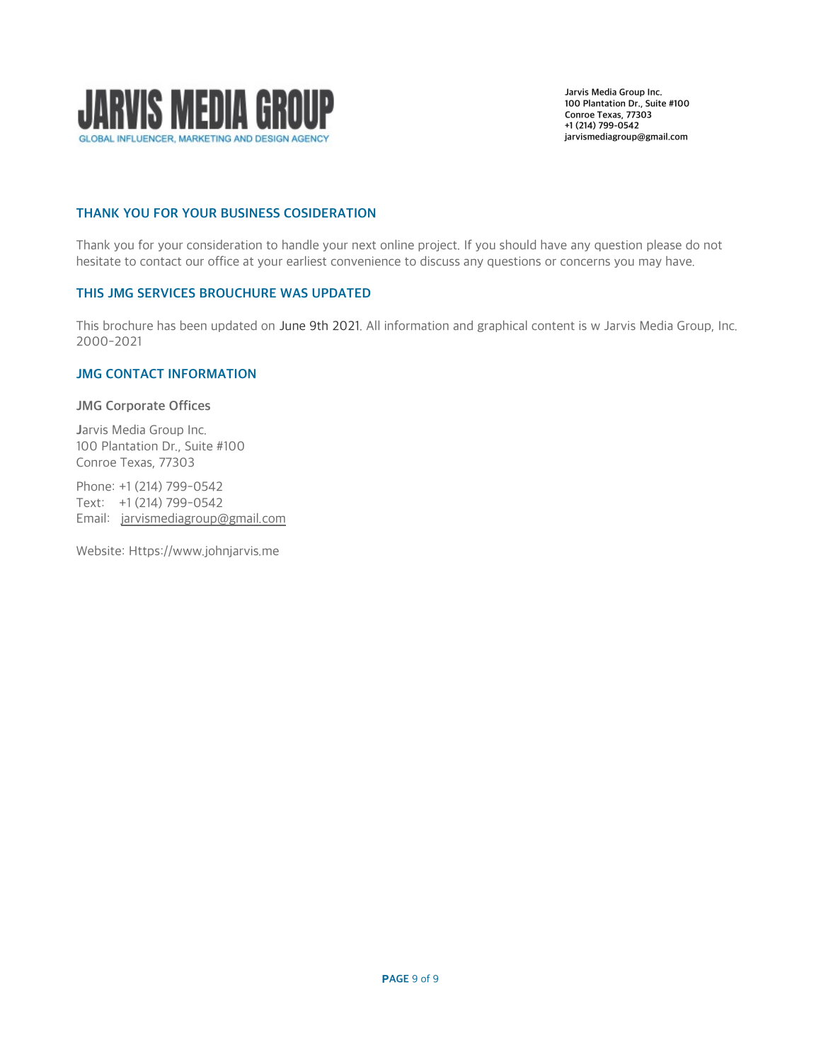# JARVIS MEDIA GROUP

GLOBAL INFLUENCER, MARKETING AND DESIGN AGENCY

Jarvis Media Group Inc.
100 Plantation Dr., Suite #100
Conroe Texas, 77303
+1 (214) 799-0542
jarvismediagroup@gmail.com

## THANK YOU FOR YOUR BUSINESS COSIDERATION

Thank you for your consideration to handle your next online project. If you should have any question please do not hesitate to contact our office at your earliest convenience to discuss any questions or concerns you may have.

## THIS JMG SERVICES BROUCHURE WAS UPDATED

This brochure has been updated on June 9th 2021. All information and graphical content is w Jarvis Media Group, Inc. 2000-2021

## JMG CONTACT INFORMATION

### JMG Corporate Offices

Jarvis Media Group Inc.
100 Plantation Dr., Suite #100
Conroe Texas, 77303

Phone: +1 (214) 799-0542
Text: +1 (214) 799-0542
Email: jarvismediagroup@gmail.com

Website: Https://www.johnjarvis.me